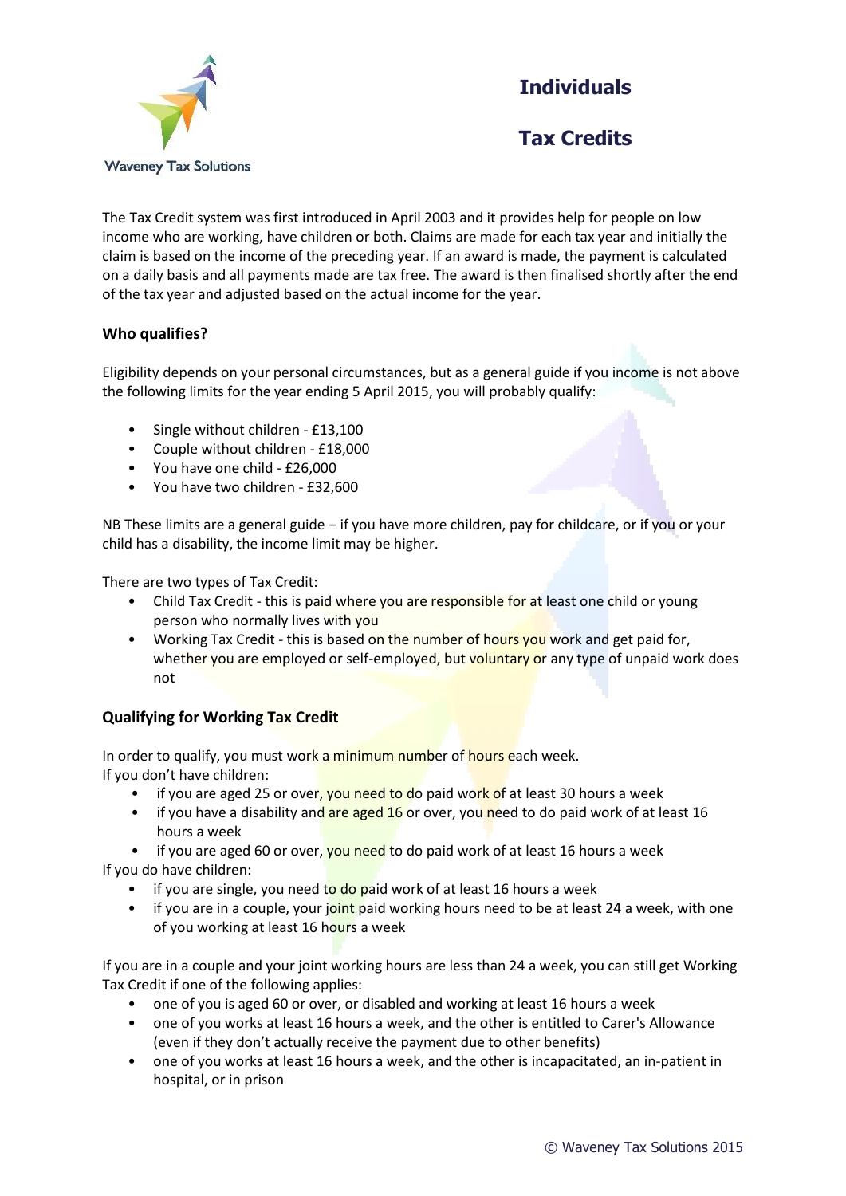Waveney Tax Solutions

# Individuals

# Tax Credits

The Tax Credit system was first introduced in April 2003 and it provides help for people on low income who are working, have children or both. Claims are made for each tax year and initially the claim is based on the income of the preceding year. If an award is made, the payment is calculated on a daily basis and all payments made are tax free. The award is then finalised shortly after the end of the tax year and adjusted based on the actual income for the year.

### Who qualifies?

Eligibility depends on your personal circumstances, but as a general guide if you income is not above the following limits for the year ending 5 April 2015, you will probably qualify:

- Single without children - £13,100
- Couple without children - £18,000
- You have one child - £26,000
- You have two children - £32,600

NB These limits are a general guide – if you have more children, pay for childcare, or if you or your child has a disability, the income limit may be higher.

There are two types of Tax Credit:

- Child Tax Credit - this is paid where you are responsible for at least one child or young person who normally lives with you
- Working Tax Credit - this is based on the number of hours you work and get paid for, whether you are employed or self-employed, but voluntary or any type of unpaid work does not

### Qualifying for Working Tax Credit

In order to qualify, you must work a minimum number of hours each week.
If you don't have children:

- if you are aged 25 or over, you need to do paid work of at least 30 hours a week
- if you have a disability and are aged 16 or over, you need to do paid work of at least 16 hours a week
- if you are aged 60 or over, you need to do paid work of at least 16 hours a week

If you do have children:

- if you are single, you need to do paid work of at least 16 hours a week
- if you are in a couple, your joint paid working hours need to be at least 24 a week, with one of you working at least 16 hours a week

If you are in a couple and your joint working hours are less than 24 a week, you can still get Working Tax Credit if one of the following applies:

- one of you is aged 60 or over, or disabled and working at least 16 hours a week
- one of you works at least 16 hours a week, and the other is entitled to Carer's Allowance (even if they don't actually receive the payment due to other benefits)
- one of you works at least 16 hours a week, and the other is incapacitated, an in-patient in hospital, or in prison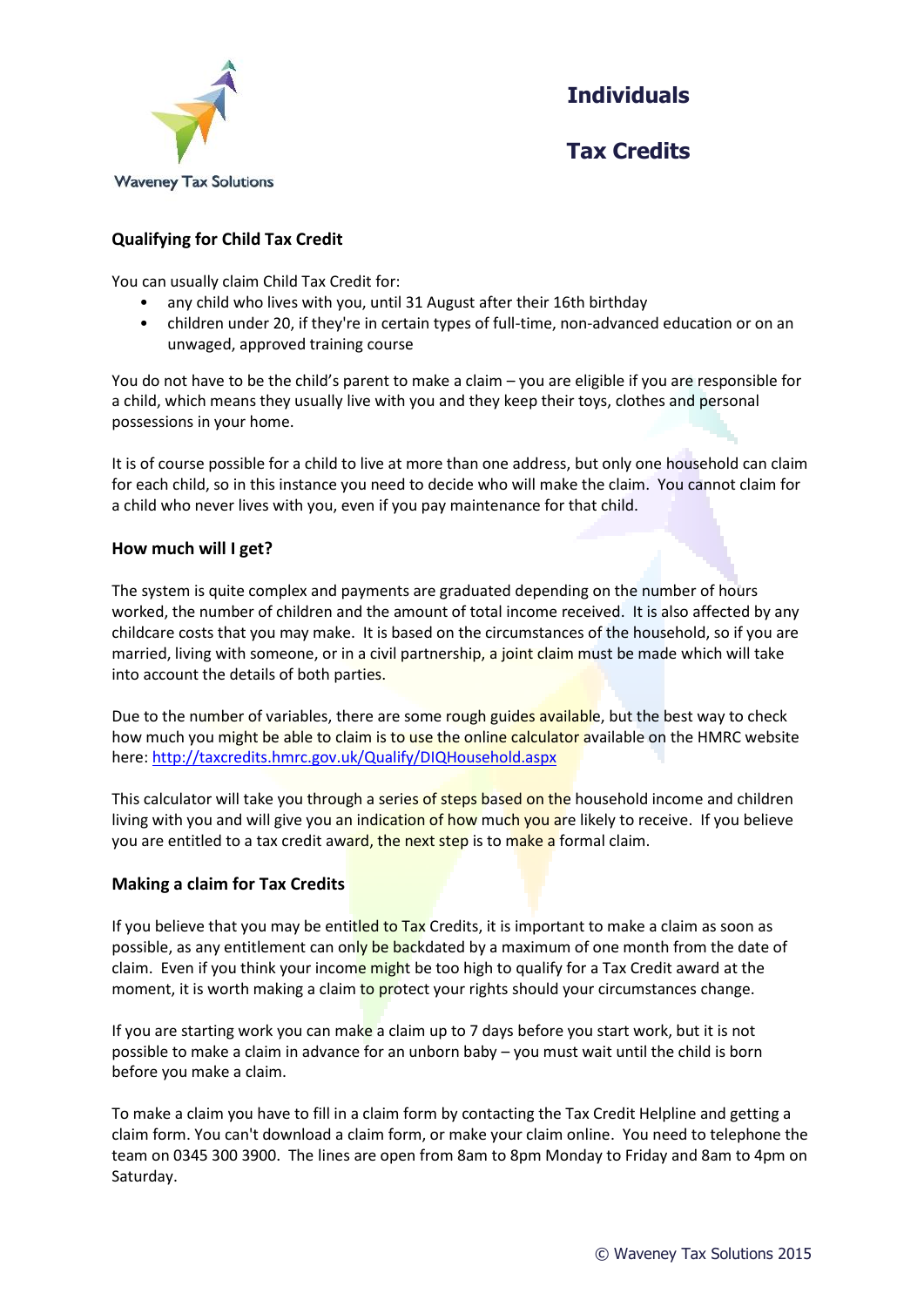# Individuals

# Tax Credits

### Qualifying for Child Tax Credit

You can usually claim Child Tax Credit for:

- any child who lives with you, until 31 August after their 16th birthday
- children under 20, if they're in certain types of full-time, non-advanced education or on an unwaged, approved training course

You do not have to be the child's parent to make a claim – you are eligible if you are responsible for a child, which means they usually live with you and they keep their toys, clothes and personal possessions in your home.

It is of course possible for a child to live at more than one address, but only one household can claim for each child, so in this instance you need to decide who will make the claim. You cannot claim for a child who never lives with you, even if you pay maintenance for that child.

### How much will I get?

The system is quite complex and payments are graduated depending on the number of hours worked, the number of children and the amount of total income received. It is also affected by any childcare costs that you may make. It is based on the circumstances of the household, so if you are married, living with someone, or in a civil partnership, a joint claim must be made which will take into account the details of both parties.

Due to the number of variables, there are some rough guides available, but the best way to check how much you might be able to claim is to use the online calculator available on the HMRC website here: http://taxcredits.hmrc.gov.uk/Qualify/DIQHousehold.aspx

This calculator will take you through a series of steps based on the household income and children living with you and will give you an indication of how much you are likely to receive. If you believe you are entitled to a tax credit award, the next step is to make a formal claim.

### Making a claim for Tax Credits

If you believe that you may be entitled to Tax Credits, it is important to make a claim as soon as possible, as any entitlement can only be backdated by a maximum of one month from the date of claim. Even if you think your income might be too high to qualify for a Tax Credit award at the moment, it is worth making a claim to protect your rights should your circumstances change.

If you are starting work you can make a claim up to 7 days before you start work, but it is not possible to make a claim in advance for an unborn baby – you must wait until the child is born before you make a claim.

To make a claim you have to fill in a claim form by contacting the Tax Credit Helpline and getting a claim form. You can't download a claim form, or make your claim online. You need to telephone the team on 0345 300 3900. The lines are open from 8am to 8pm Monday to Friday and 8am to 4pm on Saturday.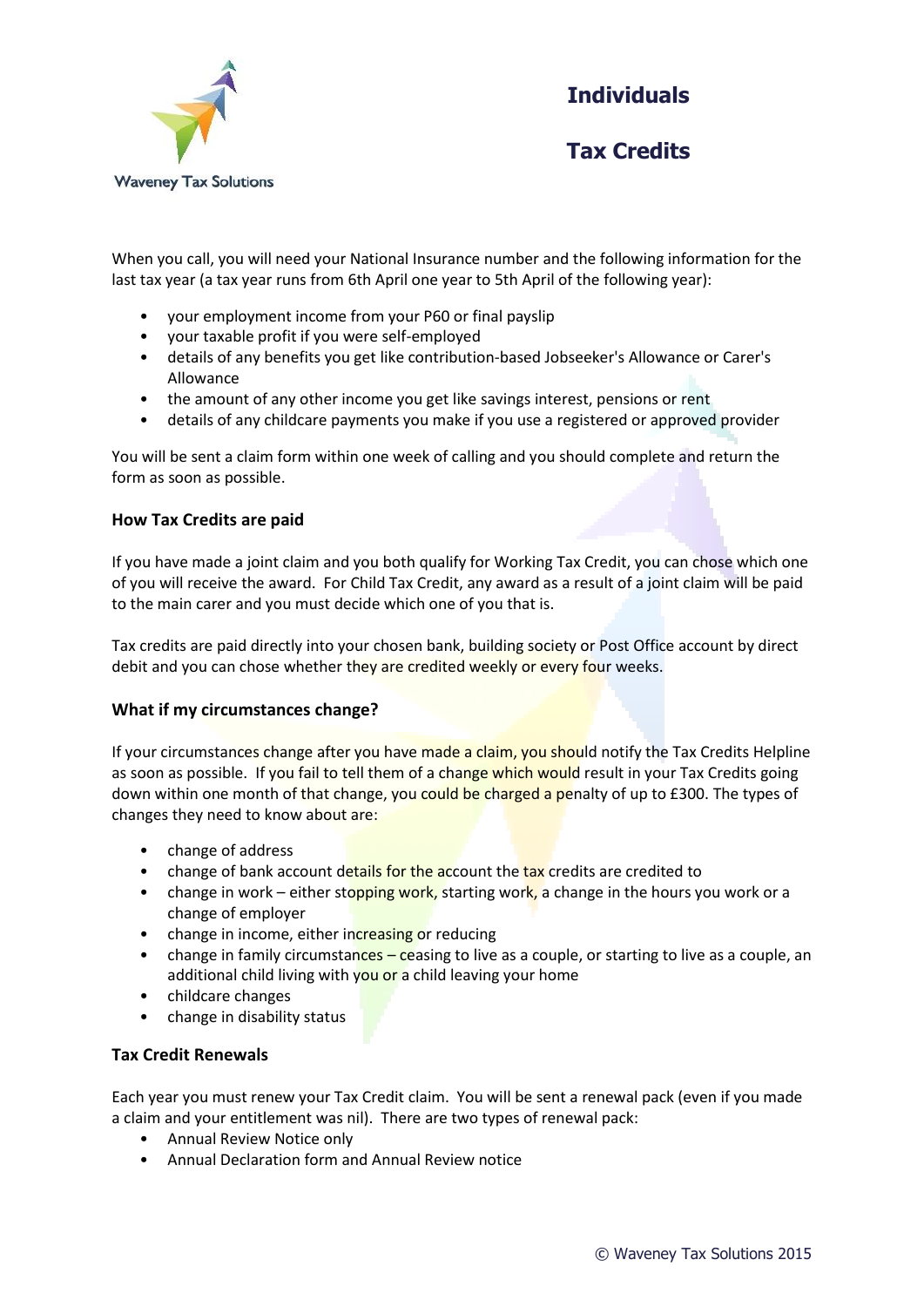# Individuals

# Tax Credits

When you call, you will need your National Insurance number and the following information for the last tax year (a tax year runs from 6th April one year to 5th April of the following year):

- your employment income from your P60 or final payslip
- your taxable profit if you were self-employed
- details of any benefits you get like contribution-based Jobseeker's Allowance or Carer's Allowance
- the amount of any other income you get like savings interest, pensions or rent
- details of any childcare payments you make if you use a registered or approved provider

You will be sent a claim form within one week of calling and you should complete and return the form as soon as possible.

### How Tax Credits are paid

If you have made a joint claim and you both qualify for Working Tax Credit, you can chose which one of you will receive the award. For Child Tax Credit, any award as a result of a joint claim will be paid to the main carer and you must decide which one of you that is.

Tax credits are paid directly into your chosen bank, building society or Post Office account by direct debit and you can chose whether they are credited weekly or every four weeks.

### What if my circumstances change?

If your circumstances change after you have made a claim, you should notify the Tax Credits Helpline as soon as possible. If you fail to tell them of a change which would result in your Tax Credits going down within one month of that change, you could be charged a penalty of up to £300. The types of changes they need to know about are:

- change of address
- change of bank account details for the account the tax credits are credited to
- change in work – either stopping work, starting work, a change in the hours you work or a change of employer
- change in income, either increasing or reducing
- change in family circumstances – ceasing to live as a couple, or starting to live as a couple, an additional child living with you or a child leaving your home
- childcare changes
- change in disability status

### Tax Credit Renewals

Each year you must renew your Tax Credit claim. You will be sent a renewal pack (even if you made a claim and your entitlement was nil). There are two types of renewal pack:

- Annual Review Notice only
- Annual Declaration form and Annual Review notice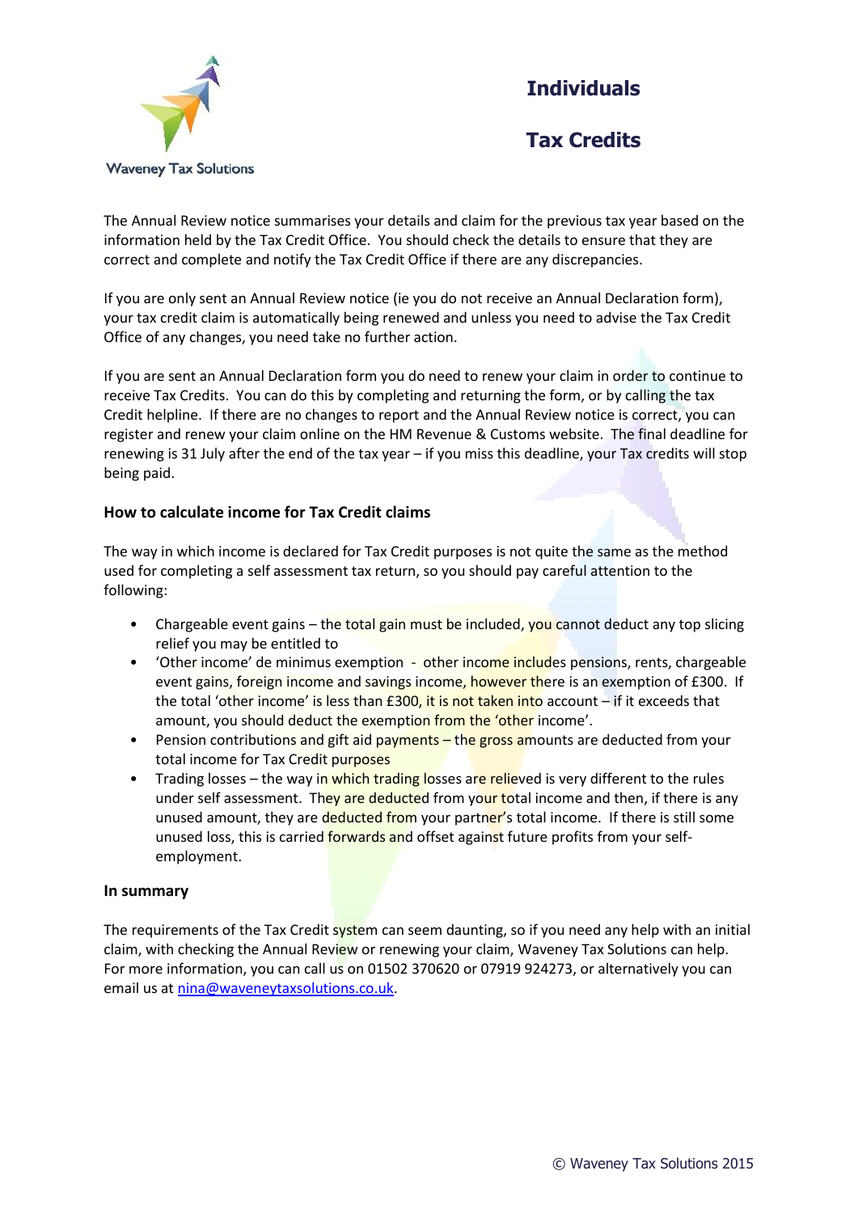Waveney Tax Solutions

# Individuals

# Tax Credits

The Annual Review notice summarises your details and claim for the previous tax year based on the information held by the Tax Credit Office. You should check the details to ensure that they are correct and complete and notify the Tax Credit Office if there are any discrepancies.

If you are only sent an Annual Review notice (ie you do not receive an Annual Declaration form), your tax credit claim is automatically being renewed and unless you need to advise the Tax Credit Office of any changes, you need take no further action.

If you are sent an Annual Declaration form you do need to renew your claim in order to continue to receive Tax Credits. You can do this by completing and returning the form, or by calling the tax Credit helpline. If there are no changes to report and the Annual Review notice is correct, you can register and renew your claim online on the HM Revenue & Customs website. The final deadline for renewing is 31 July after the end of the tax year – if you miss this deadline, your Tax credits will stop being paid.

### How to calculate income for Tax Credit claims

The way in which income is declared for Tax Credit purposes is not quite the same as the method used for completing a self assessment tax return, so you should pay careful attention to the following:

- Chargeable event gains – the total gain must be included, you cannot deduct any top slicing relief you may be entitled to
- 'Other income' de minimus exemption - other income includes pensions, rents, chargeable event gains, foreign income and savings income, however there is an exemption of £300. If the total 'other income' is less than £300, it is not taken into account – if it exceeds that amount, you should deduct the exemption from the 'other income'.
- Pension contributions and gift aid payments – the gross amounts are deducted from your total income for Tax Credit purposes
- Trading losses – the way in which trading losses are relieved is very different to the rules under self assessment. They are deducted from your total income and then, if there is any unused amount, they are deducted from your partner's total income. If there is still some unused loss, this is carried forwards and offset against future profits from your self-employment.

### In summary

The requirements of the Tax Credit system can seem daunting, so if you need any help with an initial claim, with checking the Annual Review or renewing your claim, Waveney Tax Solutions can help. For more information, you can call us on 01502 370620 or 07919 924273, or alternatively you can email us at nina@waveneytaxsolutions.co.uk.

© Waveney Tax Solutions 2015